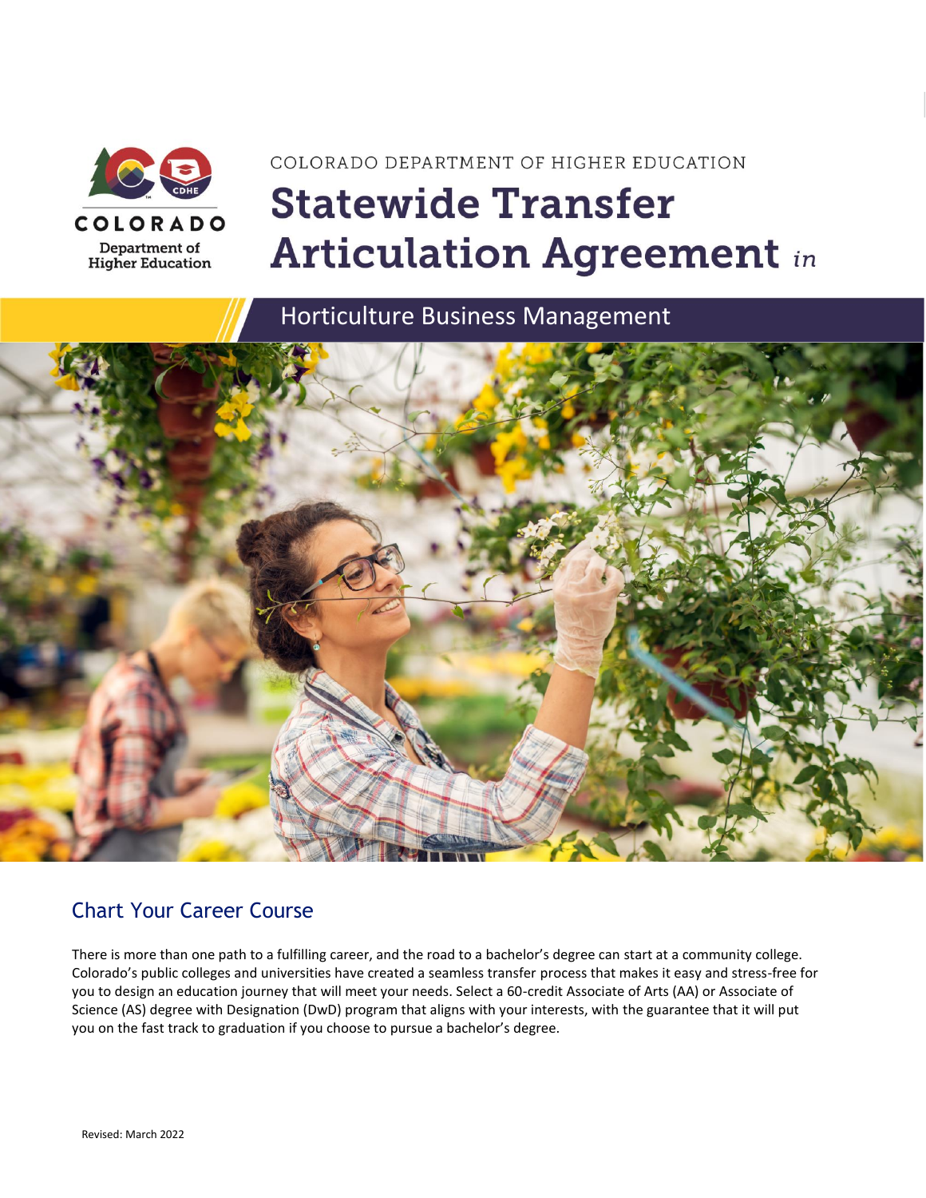COLORADO
Department of
Higher Education

COLORADO DEPARTMENT OF HIGHER EDUCATION

# Statewide Transfer Articulation Agreement *in*

## Horticulture Business Management

## Chart Your Career Course

There is more than one path to a fulfilling career, and the road to a bachelor's degree can start at a community college. Colorado's public colleges and universities have created a seamless transfer process that makes it easy and stress-free for you to design an education journey that will meet your needs. Select a 60-credit Associate of Arts (AA) or Associate of Science (AS) degree with Designation (DwD) program that aligns with your interests, with the guarantee that it will put you on the fast track to graduation if you choose to pursue a bachelor's degree.

Revised: March 2022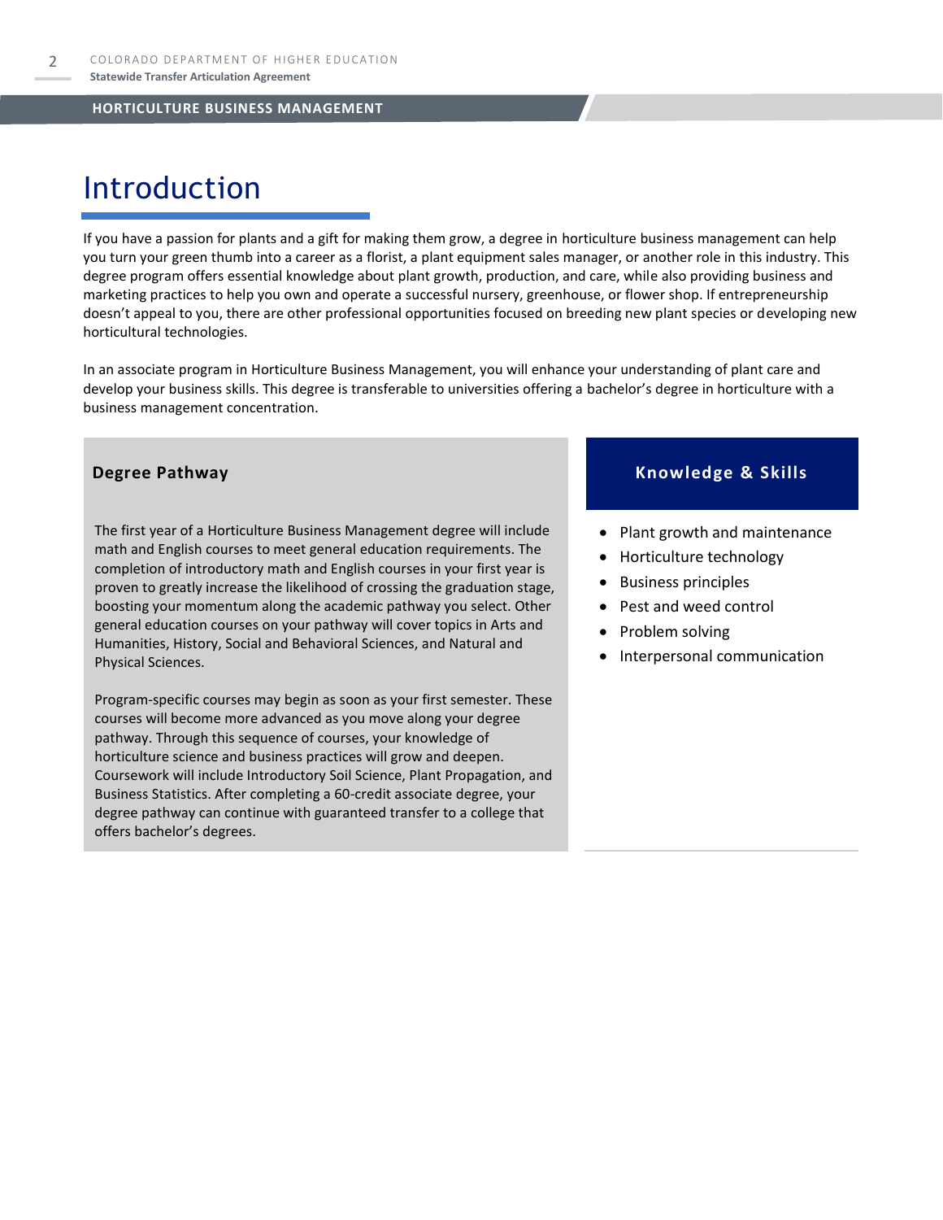# Introduction

If you have a passion for plants and a gift for making them grow, a degree in horticulture business management can help you turn your green thumb into a career as a florist, a plant equipment sales manager, or another role in this industry. This degree program offers essential knowledge about plant growth, production, and care, while also providing business and marketing practices to help you own and operate a successful nursery, greenhouse, or flower shop. If entrepreneurship doesn't appeal to you, there are other professional opportunities focused on breeding new plant species or developing new horticultural technologies.

In an associate program in Horticulture Business Management, you will enhance your understanding of plant care and develop your business skills. This degree is transferable to universities offering a bachelor's degree in horticulture with a business management concentration.

## Degree Pathway

The first year of a Horticulture Business Management degree will include math and English courses to meet general education requirements. The completion of introductory math and English courses in your first year is proven to greatly increase the likelihood of crossing the graduation stage, boosting your momentum along the academic pathway you select. Other general education courses on your pathway will cover topics in Arts and Humanities, History, Social and Behavioral Sciences, and Natural and Physical Sciences.

Program-specific courses may begin as soon as your first semester. These courses will become more advanced as you move along your degree pathway. Through this sequence of courses, your knowledge of horticulture science and business practices will grow and deepen. Coursework will include Introductory Soil Science, Plant Propagation, and Business Statistics. After completing a 60-credit associate degree, your degree pathway can continue with guaranteed transfer to a college that offers bachelor's degrees.

## Knowledge & Skills

- Plant growth and maintenance
- Horticulture technology
- Business principles
- Pest and weed control
- Problem solving
- Interpersonal communication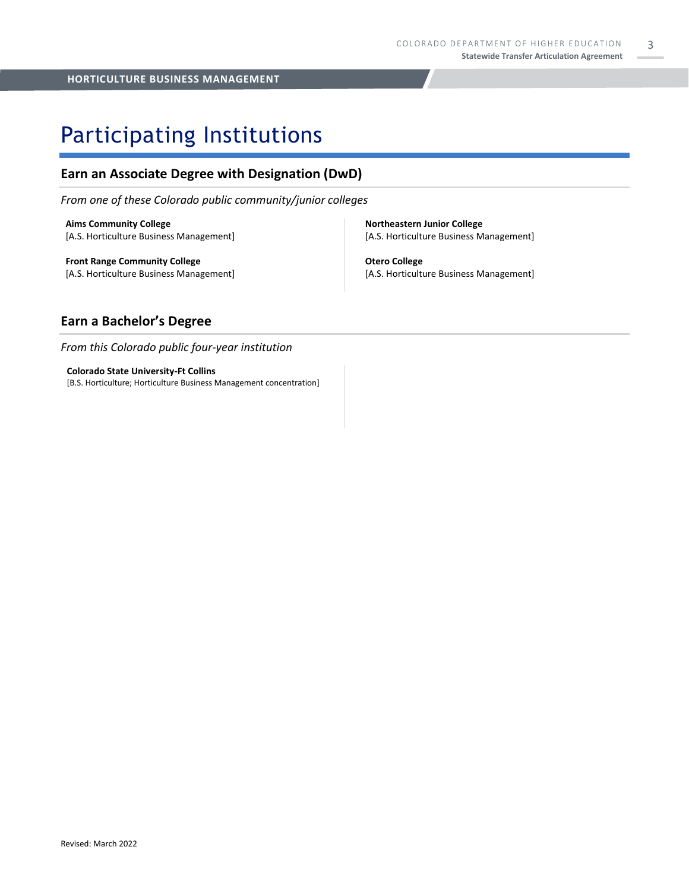# Participating Institutions

## Earn an Associate Degree with Designation (DwD)

*From one of these Colorado public community/junior colleges*

**Aims Community College**
[A.S. Horticulture Business Management]

**Front Range Community College**
[A.S. Horticulture Business Management]

**Northeastern Junior College**
[A.S. Horticulture Business Management]

**Otero College**
[A.S. Horticulture Business Management]

## Earn a Bachelor's Degree

*From this Colorado public four-year institution*

**Colorado State University-Ft Collins**
[B.S. Horticulture; Horticulture Business Management concentration]

Revised: March 2022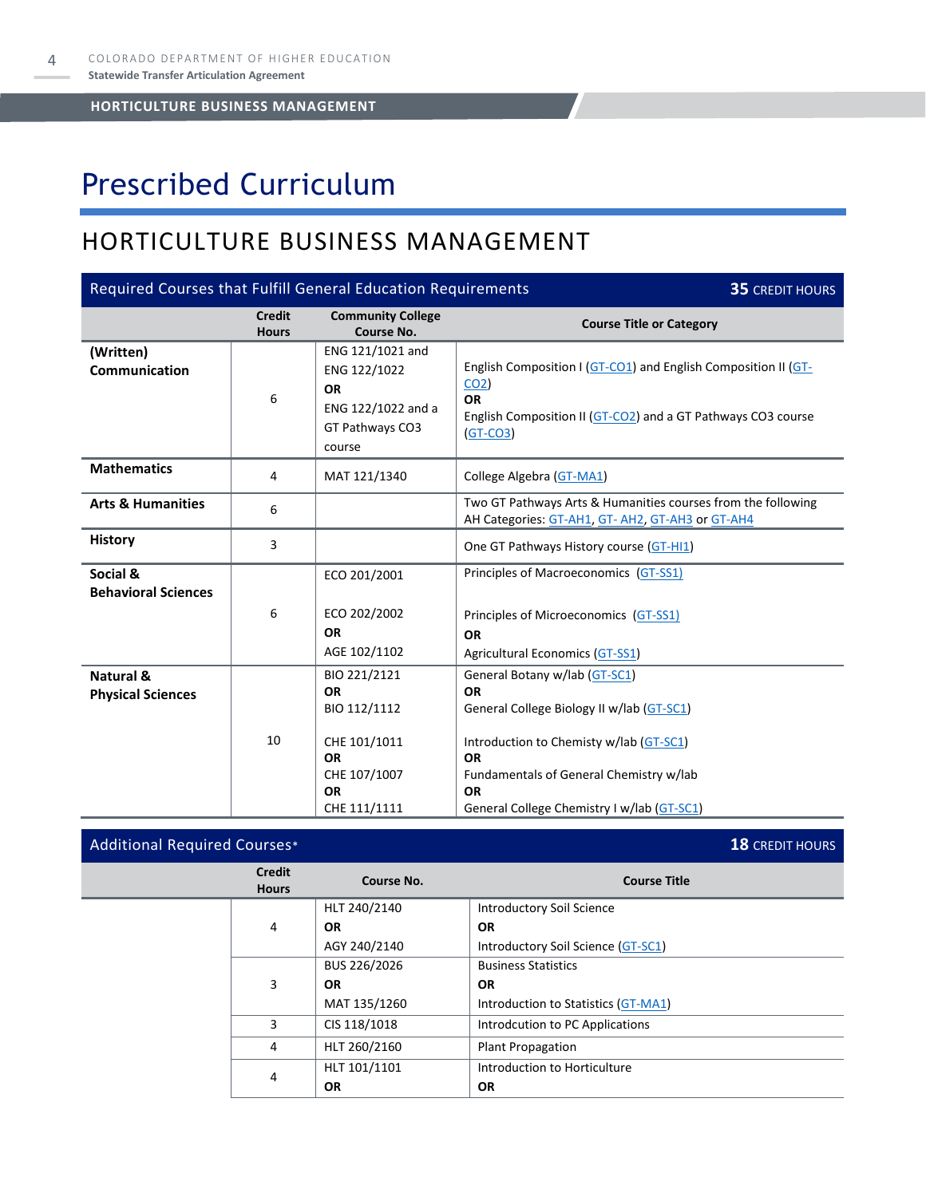# Prescribed Curriculum

## HORTICULTURE BUSINESS MANAGEMENT

| Required Courses that Fulfill General Education Requirements | | | **35** CREDIT HOURS |
|---|---|---|---|
| | **Credit Hours** | **Community College Course No.** | **Course Title or Category** |
| **(Written) Communication** | 6 | ENG 121/1021 and ENG 122/1022 **OR** ENG 122/1022 and a GT Pathways CO3 course | English Composition I (GT-CO1) and English Composition II (GT-CO2) **OR** English Composition II (GT-CO2) and a GT Pathways CO3 course (GT-CO3) |
| **Mathematics** | 4 | MAT 121/1340 | College Algebra (GT-MA1) |
| **Arts & Humanities** | 6 | | Two GT Pathways Arts & Humanities courses from the following AH Categories: GT-AH1, GT- AH2, GT-AH3 or GT-AH4 |
| **History** | 3 | | One GT Pathways History course (GT-HI1) |
| **Social & Behavioral Sciences** | 6 | ECO 201/2001<br><br>ECO 202/2002 **OR** AGE 102/1102 | Principles of Macroeconomics (GT-SS1)<br><br>Principles of Microeconomics (GT-SS1) **OR** Agricultural Economics (GT-SS1) |
| **Natural & Physical Sciences** | 10 | BIO 221/2121 **OR** BIO 112/1112<br><br>CHE 101/1011 **OR** CHE 107/1007 **OR** CHE 111/1111 | General Botany w/lab (GT-SC1) **OR** General College Biology II w/lab (GT-SC1)<br><br>Introduction to Chemisty w/lab (GT-SC1) **OR** Fundamentals of General Chemistry w/lab **OR** General College Chemistry I w/lab (GT-SC1) |

| Additional Required Courses* | | | **18** CREDIT HOURS |
|---|---|---|---|
| | **Credit Hours** | **Course No.** | **Course Title** |
| | 4 | HLT 240/2140 **OR** AGY 240/2140 | Introductory Soil Science **OR** Introductory Soil Science (GT-SC1) |
| | 3 | BUS 226/2026 **OR** MAT 135/1260 | Business Statistics **OR** Introduction to Statistics (GT-MA1) |
| | 3 | CIS 118/1018 | Introdcution to PC Applications |
| | 4 | HLT 260/2160 | Plant Propagation |
| | 4 | HLT 101/1101 **OR** | Introduction to Horticulture **OR** |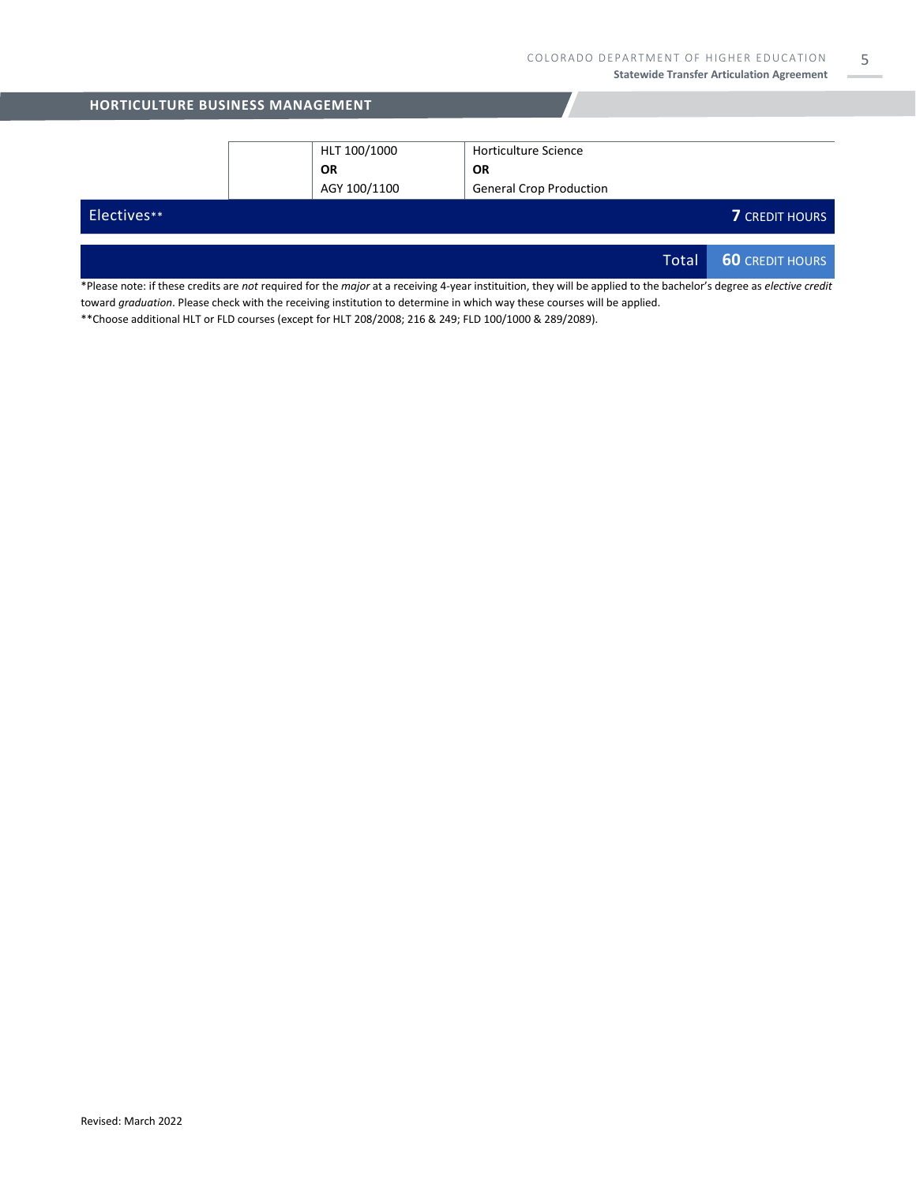## HORTICULTURE BUSINESS MANAGEMENT

| | | |
|---|---|---|
| | HLT 100/1000<br>**OR**<br>AGY 100/1100 | Horticulture Science<br>**OR**<br>General Crop Production |
| **Electives**** | | **7** CREDIT HOURS |
| | **Total** | **60** CREDIT HOURS |

*Please note: if these credits are *not* required for the *major* at a receiving 4-year instituition, they will be applied to the bachelor's degree as *elective credit* toward *graduation*. Please check with the receiving institution to determine in which way these courses will be applied.

**Choose additional HLT or FLD courses (except for HLT 208/2008; 216 & 249; FLD 100/1000 & 289/2089).

Revised: March 2022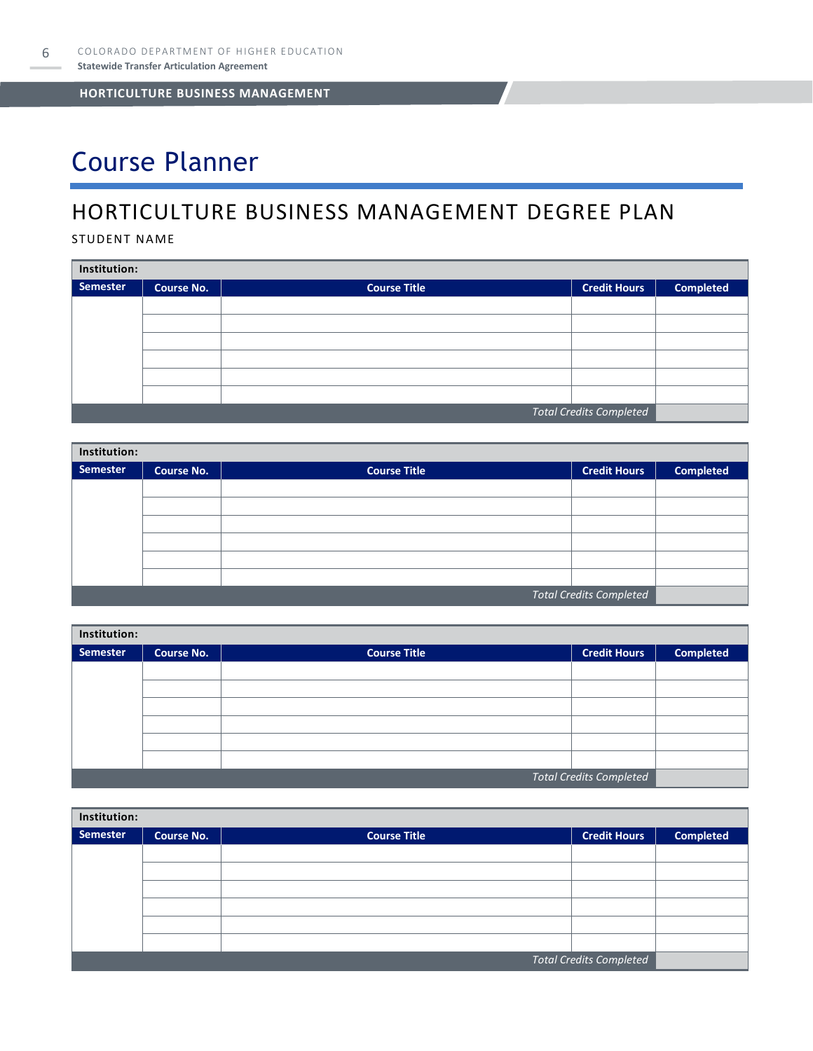# Course Planner

## HORTICULTURE BUSINESS MANAGEMENT DEGREE PLAN

STUDENT NAME

| Institution: | | | | |
|---|---|---|---|---|
| **Semester** | **Course No.** | **Course Title** | **Credit Hours** | **Completed** |
| | | | | |
| | | | | |
| | | | | |
| | | | | |
| | | | | |
| | | | | |
| | | | *Total Credits Completed* | |

| Institution: | | | | |
|---|---|---|---|---|
| **Semester** | **Course No.** | **Course Title** | **Credit Hours** | **Completed** |
| | | | | |
| | | | | |
| | | | | |
| | | | | |
| | | | | |
| | | | | |
| | | | *Total Credits Completed* | |

| Institution: | | | | |
|---|---|---|---|---|
| **Semester** | **Course No.** | **Course Title** | **Credit Hours** | **Completed** |
| | | | | |
| | | | | |
| | | | | |
| | | | | |
| | | | | |
| | | | | |
| | | | *Total Credits Completed* | |

| Institution: | | | | |
|---|---|---|---|---|
| **Semester** | **Course No.** | **Course Title** | **Credit Hours** | **Completed** |
| | | | | |
| | | | | |
| | | | | |
| | | | | |
| | | | | |
| | | | | |
| | | | *Total Credits Completed* | |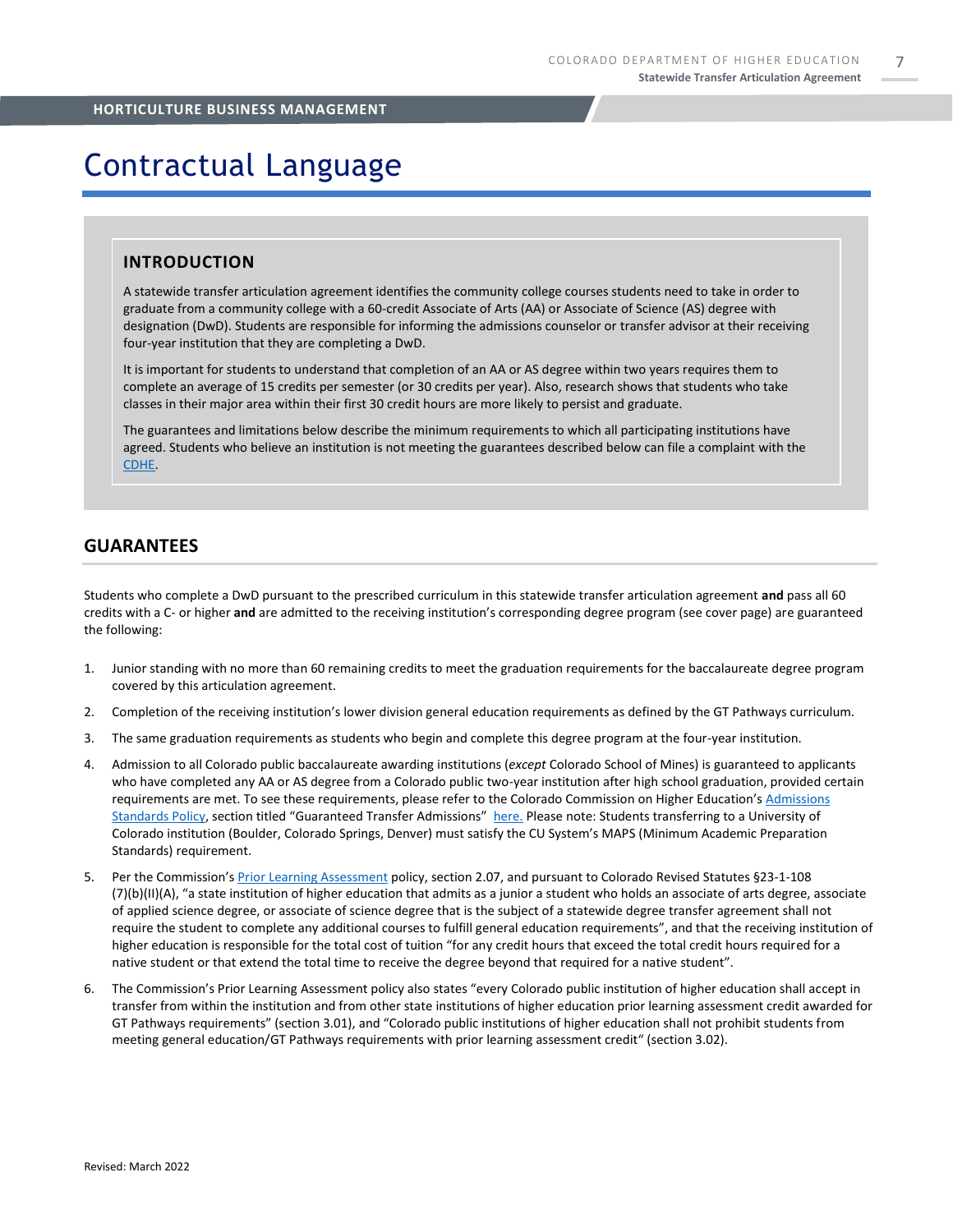# Contractual Language

## INTRODUCTION

A statewide transfer articulation agreement identifies the community college courses students need to take in order to graduate from a community college with a 60-credit Associate of Arts (AA) or Associate of Science (AS) degree with designation (DwD). Students are responsible for informing the admissions counselor or transfer advisor at their receiving four-year institution that they are completing a DwD.

It is important for students to understand that completion of an AA or AS degree within two years requires them to complete an average of 15 credits per semester (or 30 credits per year). Also, research shows that students who take classes in their major area within their first 30 credit hours are more likely to persist and graduate.

The guarantees and limitations below describe the minimum requirements to which all participating institutions have agreed. Students who believe an institution is not meeting the guarantees described below can file a complaint with the CDHE.

## GUARANTEES

Students who complete a DwD pursuant to the prescribed curriculum in this statewide transfer articulation agreement **and** pass all 60 credits with a C- or higher **and** are admitted to the receiving institution's corresponding degree program (see cover page) are guaranteed the following:

1. Junior standing with no more than 60 remaining credits to meet the graduation requirements for the baccalaureate degree program covered by this articulation agreement.
2. Completion of the receiving institution's lower division general education requirements as defined by the GT Pathways curriculum.
3. The same graduation requirements as students who begin and complete this degree program at the four-year institution.
4. Admission to all Colorado public baccalaureate awarding institutions (*except* Colorado School of Mines) is guaranteed to applicants who have completed any AA or AS degree from a Colorado public two-year institution after high school graduation, provided certain requirements are met. To see these requirements, please refer to the Colorado Commission on Higher Education's Admissions Standards Policy, section titled "Guaranteed Transfer Admissions" here. Please note: Students transferring to a University of Colorado institution (Boulder, Colorado Springs, Denver) must satisfy the CU System's MAPS (Minimum Academic Preparation Standards) requirement.
5. Per the Commission's Prior Learning Assessment policy, section 2.07, and pursuant to Colorado Revised Statutes §23-1-108 (7)(b)(II)(A), "a state institution of higher education that admits as a junior a student who holds an associate of arts degree, associate of applied science degree, or associate of science degree that is the subject of a statewide degree transfer agreement shall not require the student to complete any additional courses to fulfill general education requirements", and that the receiving institution of higher education is responsible for the total cost of tuition "for any credit hours that exceed the total credit hours required for a native student or that extend the total time to receive the degree beyond that required for a native student".
6. The Commission's Prior Learning Assessment policy also states "every Colorado public institution of higher education shall accept in transfer from within the institution and from other state institutions of higher education prior learning assessment credit awarded for GT Pathways requirements" (section 3.01), and "Colorado public institutions of higher education shall not prohibit students from meeting general education/GT Pathways requirements with prior learning assessment credit" (section 3.02).

Revised: March 2022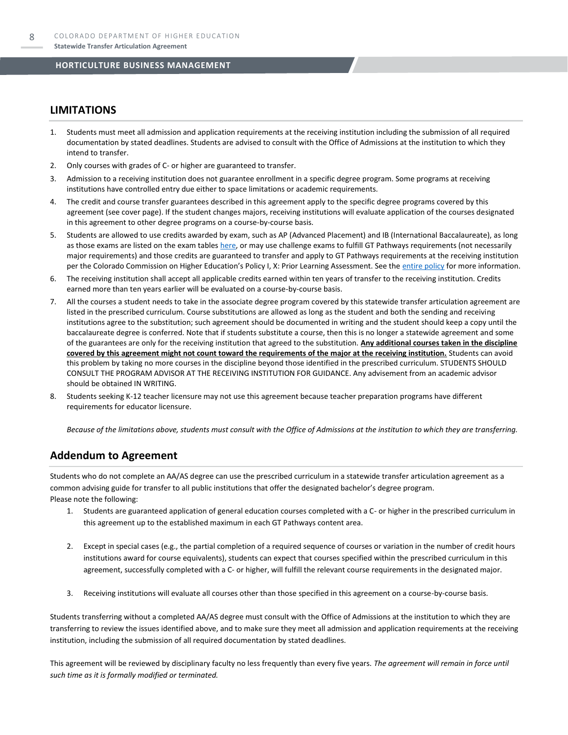## LIMITATIONS

1. Students must meet all admission and application requirements at the receiving institution including the submission of all required documentation by stated deadlines. Students are advised to consult with the Office of Admissions at the institution to which they intend to transfer.
2. Only courses with grades of C- or higher are guaranteed to transfer.
3. Admission to a receiving institution does not guarantee enrollment in a specific degree program. Some programs at receiving institutions have controlled entry due either to space limitations or academic requirements.
4. The credit and course transfer guarantees described in this agreement apply to the specific degree programs covered by this agreement (see cover page). If the student changes majors, receiving institutions will evaluate application of the courses designated in this agreement to other degree programs on a course-by-course basis.
5. Students are allowed to use credits awarded by exam, such as AP (Advanced Placement) and IB (International Baccalaureate), as long as those exams are listed on the exam tables here, or may use challenge exams to fulfill GT Pathways requirements (not necessarily major requirements) and those credits are guaranteed to transfer and apply to GT Pathways requirements at the receiving institution per the Colorado Commission on Higher Education's Policy I, X: Prior Learning Assessment. See the entire policy for more information.
6. The receiving institution shall accept all applicable credits earned within ten years of transfer to the receiving institution. Credits earned more than ten years earlier will be evaluated on a course-by-course basis.
7. All the courses a student needs to take in the associate degree program covered by this statewide transfer articulation agreement are listed in the prescribed curriculum. Course substitutions are allowed as long as the student and both the sending and receiving institutions agree to the substitution; such agreement should be documented in writing and the student should keep a copy until the baccalaureate degree is conferred. Note that if students substitute a course, then this is no longer a statewide agreement and some of the guarantees are only for the receiving institution that agreed to the substitution. **Any additional courses taken in the discipline covered by this agreement might not count toward the requirements of the major at the receiving institution.** Students can avoid this problem by taking no more courses in the discipline beyond those identified in the prescribed curriculum. STUDENTS SHOULD CONSULT THE PROGRAM ADVISOR AT THE RECEIVING INSTITUTION FOR GUIDANCE. Any advisement from an academic advisor should be obtained IN WRITING.
8. Students seeking K-12 teacher licensure may not use this agreement because teacher preparation programs have different requirements for educator licensure.

*Because of the limitations above, students must consult with the Office of Admissions at the institution to which they are transferring.*

## Addendum to Agreement

Students who do not complete an AA/AS degree can use the prescribed curriculum in a statewide transfer articulation agreement as a common advising guide for transfer to all public institutions that offer the designated bachelor's degree program.
Please note the following:

1. Students are guaranteed application of general education courses completed with a C- or higher in the prescribed curriculum in this agreement up to the established maximum in each GT Pathways content area.
2. Except in special cases (e.g., the partial completion of a required sequence of courses or variation in the number of credit hours institutions award for course equivalents), students can expect that courses specified within the prescribed curriculum in this agreement, successfully completed with a C- or higher, will fulfill the relevant course requirements in the designated major.
3. Receiving institutions will evaluate all courses other than those specified in this agreement on a course-by-course basis.

Students transferring without a completed AA/AS degree must consult with the Office of Admissions at the institution to which they are transferring to review the issues identified above, and to make sure they meet all admission and application requirements at the receiving institution, including the submission of all required documentation by stated deadlines.

This agreement will be reviewed by disciplinary faculty no less frequently than every five years. *The agreement will remain in force until such time as it is formally modified or terminated.*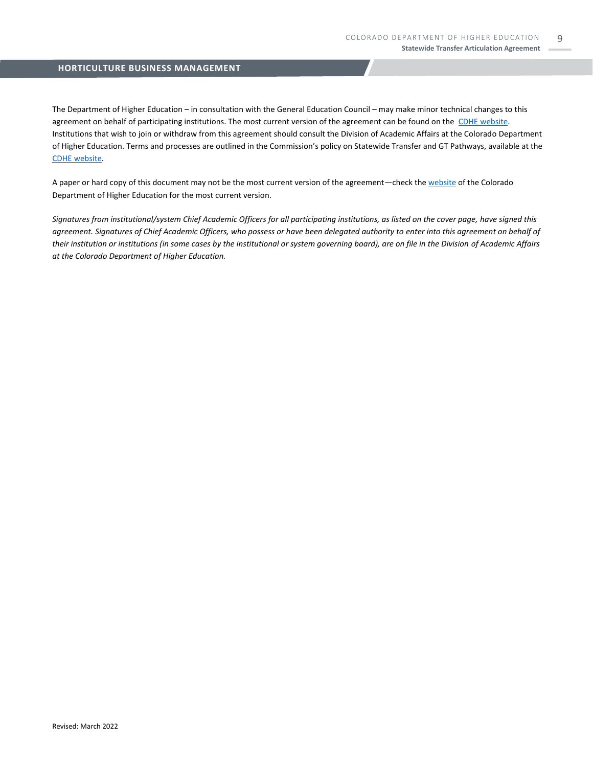## HORTICULTURE BUSINESS MANAGEMENT

The Department of Higher Education – in consultation with the General Education Council – may make minor technical changes to this agreement on behalf of participating institutions. The most current version of the agreement can be found on the [CDHE website](). Institutions that wish to join or withdraw from this agreement should consult the Division of Academic Affairs at the Colorado Department of Higher Education. Terms and processes are outlined in the Commission's policy on Statewide Transfer and GT Pathways, available at the [CDHE website]().

A paper or hard copy of this document may not be the most current version of the agreement—check the [website]() of the Colorado Department of Higher Education for the most current version.

*Signatures from institutional/system Chief Academic Officers for all participating institutions, as listed on the cover page, have signed this agreement. Signatures of Chief Academic Officers, who possess or have been delegated authority to enter into this agreement on behalf of their institution or institutions (in some cases by the institutional or system governing board), are on file in the Division of Academic Affairs at the Colorado Department of Higher Education.*

Revised: March 2022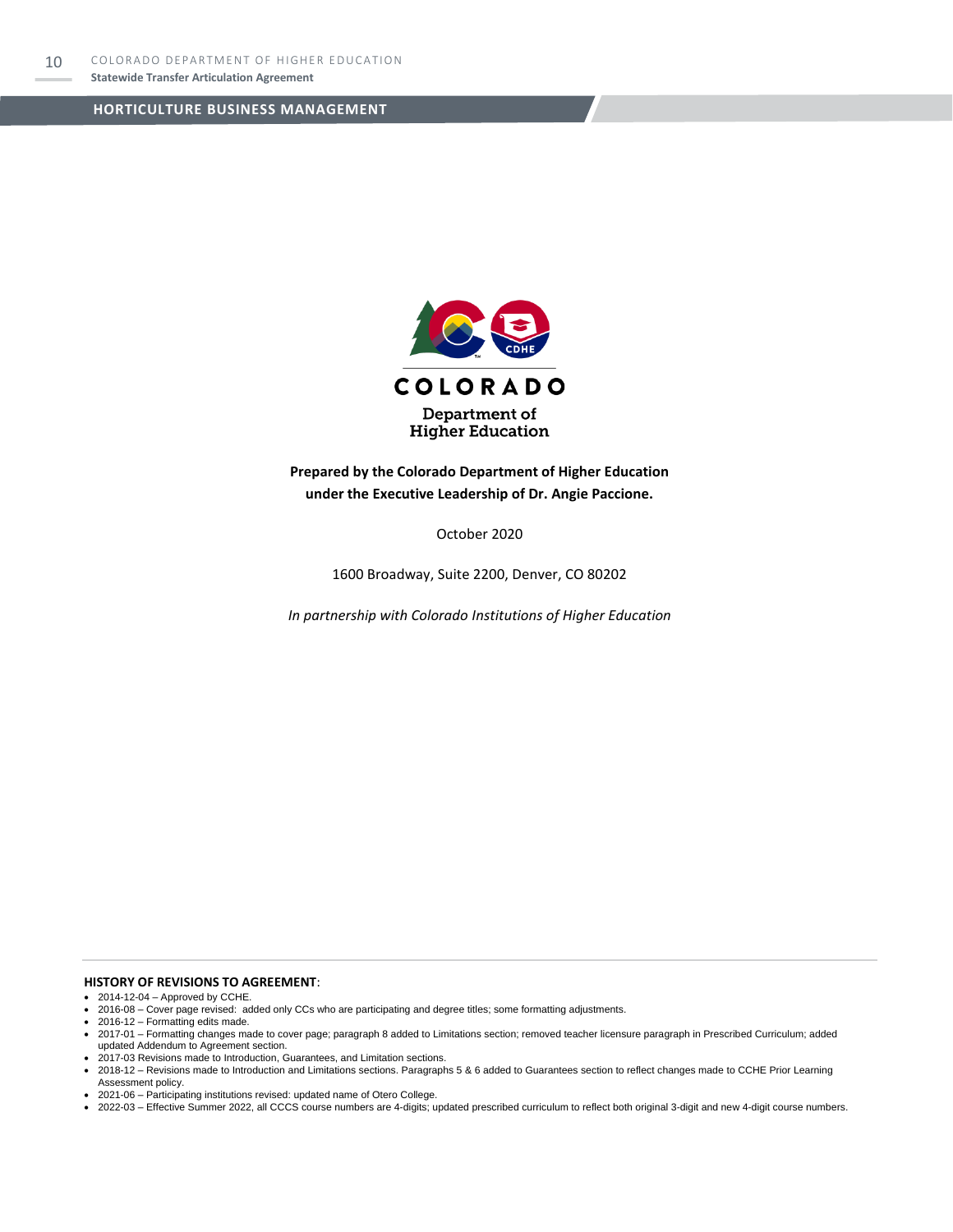COLORADO

Department of
Higher Education

**Prepared by the Colorado Department of Higher Education**
**under the Executive Leadership of Dr. Angie Paccione.**

October 2020

1600 Broadway, Suite 2200, Denver, CO 80202

*In partnership with Colorado Institutions of Higher Education*

---

**HISTORY OF REVISIONS TO AGREEMENT**:

- 2014-12-04 – Approved by CCHE.
- 2016-08 – Cover page revised: added only CCs who are participating and degree titles; some formatting adjustments.
- 2016-12 – Formatting edits made.
- 2017-01 – Formatting changes made to cover page; paragraph 8 added to Limitations section; removed teacher licensure paragraph in Prescribed Curriculum; added updated Addendum to Agreement section.
- 2017-03 Revisions made to Introduction, Guarantees, and Limitation sections.
- 2018-12 – Revisions made to Introduction and Limitations sections. Paragraphs 5 & 6 added to Guarantees section to reflect changes made to CCHE Prior Learning Assessment policy.
- 2021-06 – Participating institutions revised: updated name of Otero College.
- 2022-03 – Effective Summer 2022, all CCCS course numbers are 4-digits; updated prescribed curriculum to reflect both original 3-digit and new 4-digit course numbers.